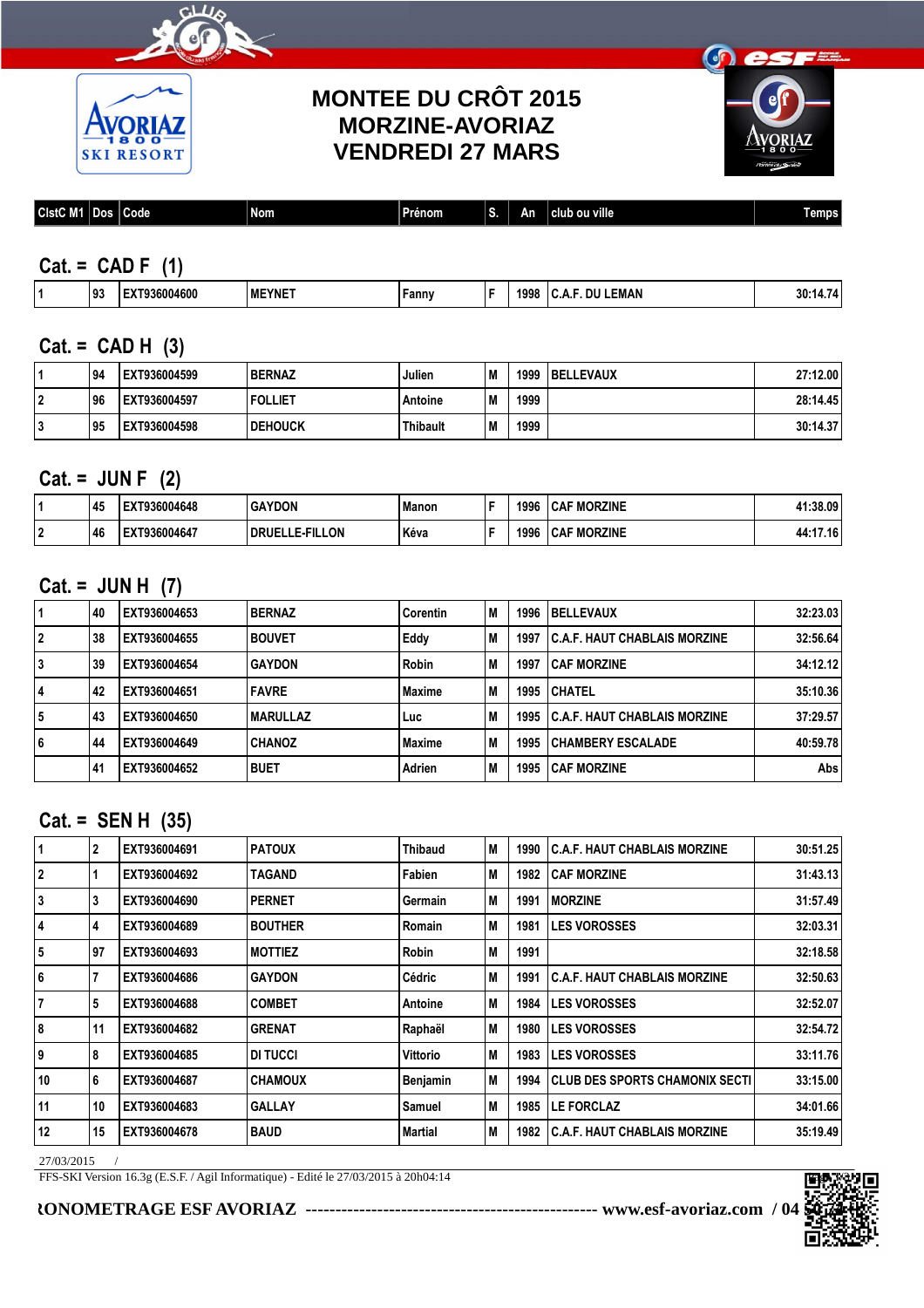# MONTEE DU CRÔT 2015
# MORZINE-AVORIAZ
# VENDREDI 27 MARS

| ClstC M1 | Dos | Code | Nom | Prénom | S. | An | club ou ville | Temps |
|---|---|---|---|---|---|---|---|---|

## Cat. = CAD F (1)

| ClstC M1 | Dos | Code | Nom | Prénom | S. | An | club ou ville | Temps |
|---|---|---|---|---|---|---|---|---|
| 1 | 93 | EXT936004600 | MEYNET | Fanny | F | 1998 | C.A.F. DU LEMAN | 30:14.74 |

## Cat. = CAD H (3)

| ClstC M1 | Dos | Code | Nom | Prénom | S. | An | club ou ville | Temps |
|---|---|---|---|---|---|---|---|---|
| 1 | 94 | EXT936004599 | BERNAZ | Julien | M | 1999 | BELLEVAUX | 27:12.00 |
| 2 | 96 | EXT936004597 | FOLLIET | Antoine | M | 1999 | | 28:14.45 |
| 3 | 95 | EXT936004598 | DEHOUCK | Thibault | M | 1999 | | 30:14.37 |

## Cat. = JUN F (2)

| ClstC M1 | Dos | Code | Nom | Prénom | S. | An | club ou ville | Temps |
|---|---|---|---|---|---|---|---|---|
| 1 | 45 | EXT936004648 | GAYDON | Manon | F | 1996 | CAF MORZINE | 41:38.09 |
| 2 | 46 | EXT936004647 | DRUELLE-FILLON | Kéva | F | 1996 | CAF MORZINE | 44:17.16 |

## Cat. = JUN H (7)

| ClstC M1 | Dos | Code | Nom | Prénom | S. | An | club ou ville | Temps |
|---|---|---|---|---|---|---|---|---|
| 1 | 40 | EXT936004653 | BERNAZ | Corentin | M | 1996 | BELLEVAUX | 32:23.03 |
| 2 | 38 | EXT936004655 | BOUVET | Eddy | M | 1997 | C.A.F. HAUT CHABLAIS MORZINE | 32:56.64 |
| 3 | 39 | EXT936004654 | GAYDON | Robin | M | 1997 | CAF MORZINE | 34:12.12 |
| 4 | 42 | EXT936004651 | FAVRE | Maxime | M | 1995 | CHATEL | 35:10.36 |
| 5 | 43 | EXT936004650 | MARULLAZ | Luc | M | 1995 | C.A.F. HAUT CHABLAIS MORZINE | 37:29.57 |
| 6 | 44 | EXT936004649 | CHANOZ | Maxime | M | 1995 | CHAMBERY ESCALADE | 40:59.78 |
| | 41 | EXT936004652 | BUET | Adrien | M | 1995 | CAF MORZINE | Abs |

## Cat. = SEN H (35)

| ClstC M1 | Dos | Code | Nom | Prénom | S. | An | club ou ville | Temps |
|---|---|---|---|---|---|---|---|---|
| 1 | 2 | EXT936004691 | PATOUX | Thibaud | M | 1990 | C.A.F. HAUT CHABLAIS MORZINE | 30:51.25 |
| 2 | 1 | EXT936004692 | TAGAND | Fabien | M | 1982 | CAF MORZINE | 31:43.13 |
| 3 | 3 | EXT936004690 | PERNET | Germain | M | 1991 | MORZINE | 31:57.49 |
| 4 | 4 | EXT936004689 | BOUTHER | Romain | M | 1981 | LES VOROSSES | 32:03.31 |
| 5 | 97 | EXT936004693 | MOTTIEZ | Robin | M | 1991 | | 32:18.58 |
| 6 | 7 | EXT936004686 | GAYDON | Cédric | M | 1991 | C.A.F. HAUT CHABLAIS MORZINE | 32:50.63 |
| 7 | 5 | EXT936004688 | COMBET | Antoine | M | 1984 | LES VOROSSES | 32:52.07 |
| 8 | 11 | EXT936004682 | GRENAT | Raphaël | M | 1980 | LES VOROSSES | 32:54.72 |
| 9 | 8 | EXT936004685 | DI TUCCI | Vittorio | M | 1983 | LES VOROSSES | 33:11.76 |
| 10 | 6 | EXT936004687 | CHAMOUX | Benjamin | M | 1994 | CLUB DES SPORTS CHAMONIX SECTI | 33:15.00 |
| 11 | 10 | EXT936004683 | GALLAY | Samuel | M | 1985 | LE FORCLAZ | 34:01.66 |
| 12 | 15 | EXT936004678 | BAUD | Martial | M | 1982 | C.A.F. HAUT CHABLAIS MORZINE | 35:19.49 |

27/03/2015 /

FFS-SKI Version 16.3g (E.S.F. / Agil Informatique) - Edité le 27/03/2015 à 20h04:14

RONOMETRAGE ESF AVORIAZ ------------------------------------------------ www.esf-avoriaz.com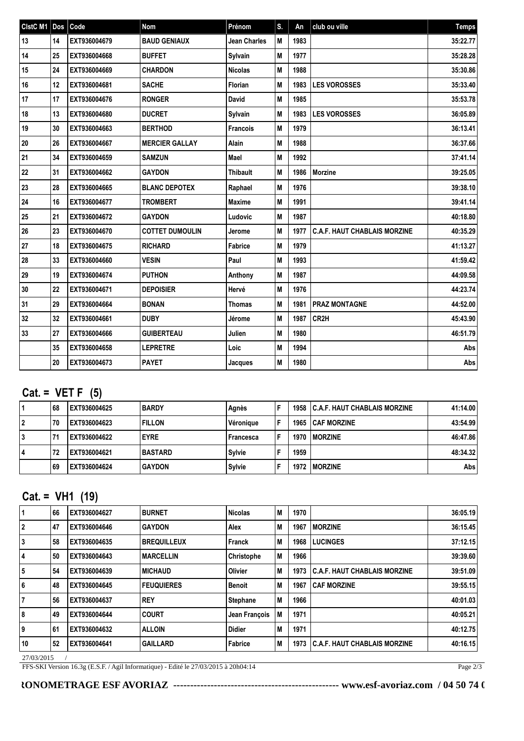| ClstC M1 | Dos | Code | Nom | Prénom | S. | An | club ou ville | Temps |
|---|---|---|---|---|---|---|---|---|
| 13 | 14 | EXT936004679 | BAUD GENIAUX | Jean Charles | M | 1983 | | 35:22.77 |
| 14 | 25 | EXT936004668 | BUFFET | Sylvain | M | 1977 | | 35:28.28 |
| 15 | 24 | EXT936004669 | CHARDON | Nicolas | M | 1988 | | 35:30.86 |
| 16 | 12 | EXT936004681 | SACHE | Florian | M | 1983 | LES VOROSSES | 35:33.40 |
| 17 | 17 | EXT936004676 | RONGER | David | M | 1985 | | 35:53.78 |
| 18 | 13 | EXT936004680 | DUCRET | Sylvain | M | 1983 | LES VOROSSES | 36:05.89 |
| 19 | 30 | EXT936004663 | BERTHOD | Francois | M | 1979 | | 36:13.41 |
| 20 | 26 | EXT936004667 | MERCIER GALLAY | Alain | M | 1988 | | 36:37.66 |
| 21 | 34 | EXT936004659 | SAMZUN | Mael | M | 1992 | | 37:41.14 |
| 22 | 31 | EXT936004662 | GAYDON | Thibault | M | 1986 | Morzine | 39:25.05 |
| 23 | 28 | EXT936004665 | BLANC DEPOTEX | Raphael | M | 1976 | | 39:38.10 |
| 24 | 16 | EXT936004677 | TROMBERT | Maxime | M | 1991 | | 39:41.14 |
| 25 | 21 | EXT936004672 | GAYDON | Ludovic | M | 1987 | | 40:18.80 |
| 26 | 23 | EXT936004670 | COTTET DUMOULIN | Jerome | M | 1977 | C.A.F. HAUT CHABLAIS MORZINE | 40:35.29 |
| 27 | 18 | EXT936004675 | RICHARD | Fabrice | M | 1979 | | 41:13.27 |
| 28 | 33 | EXT936004660 | VESIN | Paul | M | 1993 | | 41:59.42 |
| 29 | 19 | EXT936004674 | PUTHON | Anthony | M | 1987 | | 44:09.58 |
| 30 | 22 | EXT936004671 | DEPOISIER | Hervé | M | 1976 | | 44:23.74 |
| 31 | 29 | EXT936004664 | BONAN | Thomas | M | 1981 | PRAZ MONTAGNE | 44:52.00 |
| 32 | 32 | EXT936004661 | DUBY | Jérome | M | 1987 | CR2H | 45:43.90 |
| 33 | 27 | EXT936004666 | GUIBERTEAU | Julien | M | 1980 | | 46:51.79 |
| | 35 | EXT936004658 | LEPRETRE | Loic | M | 1994 | | Abs |
| | 20 | EXT936004673 | PAYET | Jacques | M | 1980 | | Abs |

## Cat. = VET F (5)

| ClstC M1 | Dos | Code | Nom | Prénom | S. | An | club ou ville | Temps |
|---|---|---|---|---|---|---|---|---|
| 1 | 68 | EXT936004625 | BARDY | Agnès | F | 1958 | C.A.F. HAUT CHABLAIS MORZINE | 41:14.00 |
| 2 | 70 | EXT936004623 | FILLON | Véronique | F | 1965 | CAF MORZINE | 43:54.99 |
| 3 | 71 | EXT936004622 | EYRE | Francesca | F | 1970 | MORZINE | 46:47.86 |
| 4 | 72 | EXT936004621 | BASTARD | Sylvie | F | 1959 | | 48:34.32 |
| | 69 | EXT936004624 | GAYDON | Sylvie | F | 1972 | MORZINE | Abs |

## Cat. = VH1 (19)

| ClstC M1 | Dos | Code | Nom | Prénom | S. | An | club ou ville | Temps |
|---|---|---|---|---|---|---|---|---|
| 1 | 66 | EXT936004627 | BURNET | Nicolas | M | 1970 | | 36:05.19 |
| 2 | 47 | EXT936004646 | GAYDON | Alex | M | 1967 | MORZINE | 36:15.45 |
| 3 | 58 | EXT936004635 | BREQUILLEUX | Franck | M | 1968 | LUCINGES | 37:12.15 |
| 4 | 50 | EXT936004643 | MARCELLIN | Christophe | M | 1966 | | 39:39.60 |
| 5 | 54 | EXT936004639 | MICHAUD | Olivier | M | 1973 | C.A.F. HAUT CHABLAIS MORZINE | 39:51.09 |
| 6 | 48 | EXT936004645 | FEUQUIERES | Benoit | M | 1967 | CAF MORZINE | 39:55.15 |
| 7 | 56 | EXT936004637 | REY | Stephane | M | 1966 | | 40:01.03 |
| 8 | 49 | EXT936004644 | COURT | Jean François | M | 1971 | | 40:05.21 |
| 9 | 61 | EXT936004632 | ALLOIN | Didier | M | 1971 | | 40:12.75 |
| 10 | 52 | EXT936004641 | GAILLARD | Fabrice | M | 1973 | C.A.F. HAUT CHABLAIS MORZINE | 40:16.15 |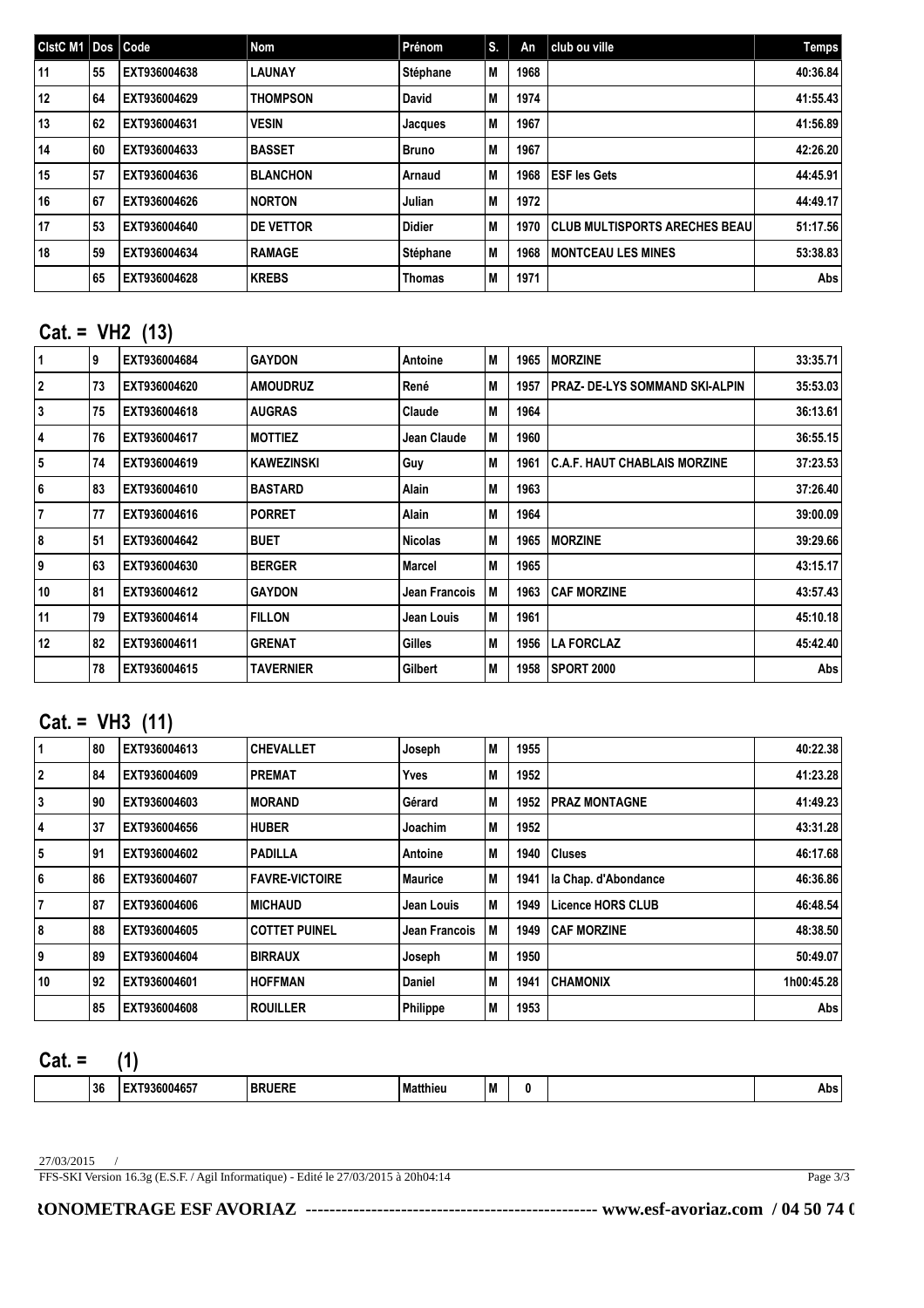| ClstC M1 | Dos | Code | Nom | Prénom | S. | An | club ou ville | Temps |
|---|---|---|---|---|---|---|---|---|
| 11 | 55 | EXT936004638 | LAUNAY | Stéphane | M | 1968 | | 40:36.84 |
| 12 | 64 | EXT936004629 | THOMPSON | David | M | 1974 | | 41:55.43 |
| 13 | 62 | EXT936004631 | VESIN | Jacques | M | 1967 | | 41:56.89 |
| 14 | 60 | EXT936004633 | BASSET | Bruno | M | 1967 | | 42:26.20 |
| 15 | 57 | EXT936004636 | BLANCHON | Arnaud | M | 1968 | ESF les Gets | 44:45.91 |
| 16 | 67 | EXT936004626 | NORTON | Julian | M | 1972 | | 44:49.17 |
| 17 | 53 | EXT936004640 | DE VETTOR | Didier | M | 1970 | CLUB MULTISPORTS ARECHES BEAU | 51:17.56 |
| 18 | 59 | EXT936004634 | RAMAGE | Stéphane | M | 1968 | MONTCEAU LES MINES | 53:38.83 |
| | 65 | EXT936004628 | KREBS | Thomas | M | 1971 | | Abs |

## Cat. = VH2 (13)

| | | | | | | | | |
|---|---|---|---|---|---|---|---|---|
| 1 | 9 | EXT936004684 | GAYDON | Antoine | M | 1965 | MORZINE | 33:35.71 |
| 2 | 73 | EXT936004620 | AMOUDRUZ | René | M | 1957 | PRAZ- DE-LYS SOMMAND SKI-ALPIN | 35:53.03 |
| 3 | 75 | EXT936004618 | AUGRAS | Claude | M | 1964 | | 36:13.61 |
| 4 | 76 | EXT936004617 | MOTTIEZ | Jean Claude | M | 1960 | | 36:55.15 |
| 5 | 74 | EXT936004619 | KAWEZINSKI | Guy | M | 1961 | C.A.F. HAUT CHABLAIS MORZINE | 37:23.53 |
| 6 | 83 | EXT936004610 | BASTARD | Alain | M | 1963 | | 37:26.40 |
| 7 | 77 | EXT936004616 | PORRET | Alain | M | 1964 | | 39:00.09 |
| 8 | 51 | EXT936004642 | BUET | Nicolas | M | 1965 | MORZINE | 39:29.66 |
| 9 | 63 | EXT936004630 | BERGER | Marcel | M | 1965 | | 43:15.17 |
| 10 | 81 | EXT936004612 | GAYDON | Jean Francois | M | 1963 | CAF MORZINE | 43:57.43 |
| 11 | 79 | EXT936004614 | FILLON | Jean Louis | M | 1961 | | 45:10.18 |
| 12 | 82 | EXT936004611 | GRENAT | Gilles | M | 1956 | LA FORCLAZ | 45:42.40 |
| | 78 | EXT936004615 | TAVERNIER | Gilbert | M | 1958 | SPORT 2000 | Abs |

## Cat. = VH3 (11)

| | | | | | | | | |
|---|---|---|---|---|---|---|---|---|
| 1 | 80 | EXT936004613 | CHEVALLET | Joseph | M | 1955 | | 40:22.38 |
| 2 | 84 | EXT936004609 | PREMAT | Yves | M | 1952 | | 41:23.28 |
| 3 | 90 | EXT936004603 | MORAND | Gérard | M | 1952 | PRAZ MONTAGNE | 41:49.23 |
| 4 | 37 | EXT936004656 | HUBER | Joachim | M | 1952 | | 43:31.28 |
| 5 | 91 | EXT936004602 | PADILLA | Antoine | M | 1940 | Cluses | 46:17.68 |
| 6 | 86 | EXT936004607 | FAVRE-VICTOIRE | Maurice | M | 1941 | la Chap. d'Abondance | 46:36.86 |
| 7 | 87 | EXT936004606 | MICHAUD | Jean Louis | M | 1949 | Licence HORS CLUB | 46:48.54 |
| 8 | 88 | EXT936004605 | COTTET PUINEL | Jean Francois | M | 1949 | CAF MORZINE | 48:38.50 |
| 9 | 89 | EXT936004604 | BIRRAUX | Joseph | M | 1950 | | 50:49.07 |
| 10 | 92 | EXT936004601 | HOFFMAN | Daniel | M | 1941 | CHAMONIX | 1h00:45.28 |
| | 85 | EXT936004608 | ROUILLER | Philippe | M | 1953 | | Abs |

## Cat. = (1)

| | | | | | | | | |
|---|---|---|---|---|---|---|---|---|
| | 36 | EXT936004657 | BRUERE | Matthieu | M | 0 | | Abs |

27/03/2015 /

FFS-SKI Version 16.3g (E.S.F. / Agil Informatique) - Edité le 27/03/2015 à 20h04:14

RONOMETRAGE ESF AVORIAZ ------------------------------------------------ www.esf-avoriaz.com / 04 50 74 0